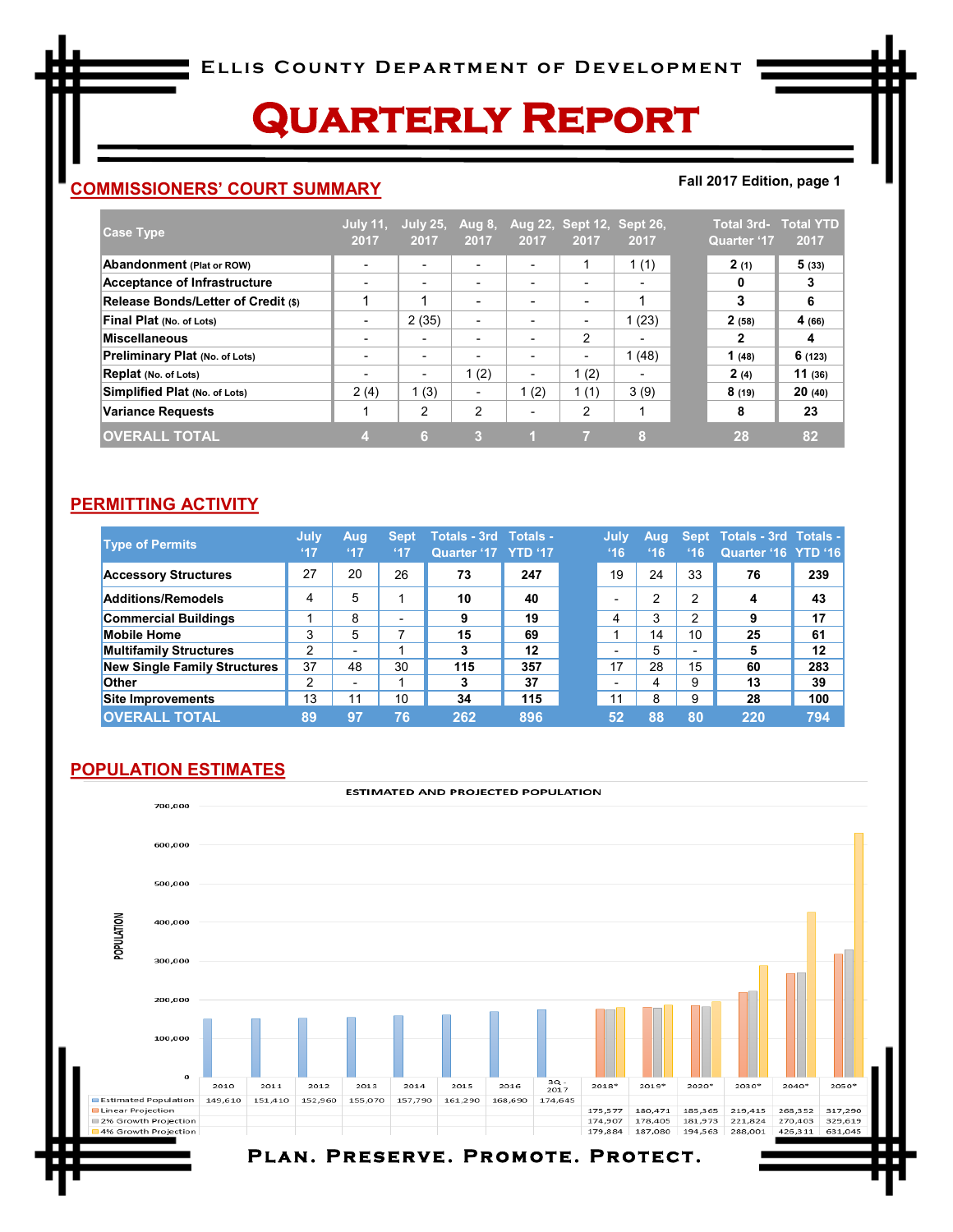# Ellis County Department of Development

# Quarterly Report

## COMMISSIONERS' COURT SUMMARY

**Fall 2017 Edition, page 1**

| Case Type | July 11, 2017 | July 25, 2017 | Aug 8, 2017 | Aug 22, 2017 | Sept 12, 2017 | Sept 26, 2017 | Total 3rd-Quarter '17 | Total YTD 2017 |
|---|---|---|---|---|---|---|---|---|
| **Abandonment** (Plat or ROW) | - | - | - | - | 1 | 1 (1) | **2** (1) | **5** (33) |
| **Acceptance of Infrastructure** | - | - | - | - | - | - | **0** | **3** |
| **Release Bonds/Letter of Credit** ($) | 1 | 1 | - | - | - | 1 | **3** | **6** |
| **Final Plat** (No. of Lots) | - | 2 (35) | - | - | - | 1 (23) | **2** (58) | **4** (66) |
| **Miscellaneous** | - | - | - | - | 2 | - | **2** | **4** |
| **Preliminary Plat** (No. of Lots) | - | - | - | - | - | 1 (48) | **1** (48) | **6** (123) |
| **Replat** (No. of Lots) | - | - | 1 (2) | - | 1 (2) | - | **2** (4) | **11** (36) |
| **Simplified Plat** (No. of Lots) | 2 (4) | 1 (3) | - | 1 (2) | 1 (1) | 3 (9) | **8** (19) | **20** (40) |
| **Variance Requests** | 1 | 2 | 2 | - | 2 | 1 | **8** | **23** |
| **OVERALL TOTAL** | **4** | **6** | **3** | **1** | **7** | **8** | **28** | **82** |

## PERMITTING ACTIVITY

| Type of Permits | July '17 | Aug '17 | Sept '17 | Totals - 3rd Quarter '17 | Totals - YTD '17 | July '16 | Aug '16 | Sept '16 | Totals - 3rd Quarter '16 | Totals - YTD '16 |
|---|---|---|---|---|---|---|---|---|---|---|
| **Accessory Structures** | 27 | 20 | 26 | **73** | **247** | 19 | 24 | 33 | **76** | **239** |
| **Additions/Remodels** | 4 | 5 | 1 | **10** | **40** | - | 2 | 2 | **4** | **43** |
| **Commercial Buildings** | 1 | 8 | - | **9** | **19** | 4 | 3 | 2 | **9** | **17** |
| **Mobile Home** | 3 | 5 | 7 | **15** | **69** | 1 | 14 | 10 | **25** | **61** |
| **Multifamily Structures** | 2 | - | 1 | **3** | **12** | - | 5 | - | **5** | **12** |
| **New Single Family Structures** | 37 | 48 | 30 | **115** | **357** | 17 | 28 | 15 | **60** | **283** |
| **Other** | 2 | - | 1 | **3** | **37** | - | 4 | 9 | **13** | **39** |
| **Site Improvements** | 13 | 11 | 10 | **34** | **115** | 11 | 8 | 9 | **28** | **100** |
| **OVERALL TOTAL** | **89** | **97** | **76** | **262** | **896** | **52** | **88** | **80** | **220** | **794** |

## POPULATION ESTIMATES

ESTIMATED AND PROJECTED POPULATION

| | 2010 | 2011 | 2012 | 2013 | 2014 | 2015 | 2016 | 3Q - 2017 | 2018* | 2019* | 2020* | 2030* | 2040* | 2050* |
|---|---|---|---|---|---|---|---|---|---|---|---|---|---|---|
| Estimated Population | 149,610 | 151,410 | 152,960 | 155,070 | 157,790 | 161,290 | 168,690 | 174,645 | | | | | | |
| Linear Projection | | | | | | | | | 175,577 | 180,471 | 185,365 | 219,415 | 268,352 | 317,290 |
| 2% Growth Projection | | | | | | | | | 174,907 | 178,405 | 181,973 | 221,824 | 270,403 | 329,619 |
| 4% Growth Projection | | | | | | | | | 179,884 | 187,080 | 194,563 | 288,001 | 426,311 | 631,045 |

Plan. Preserve. Promote. Protect.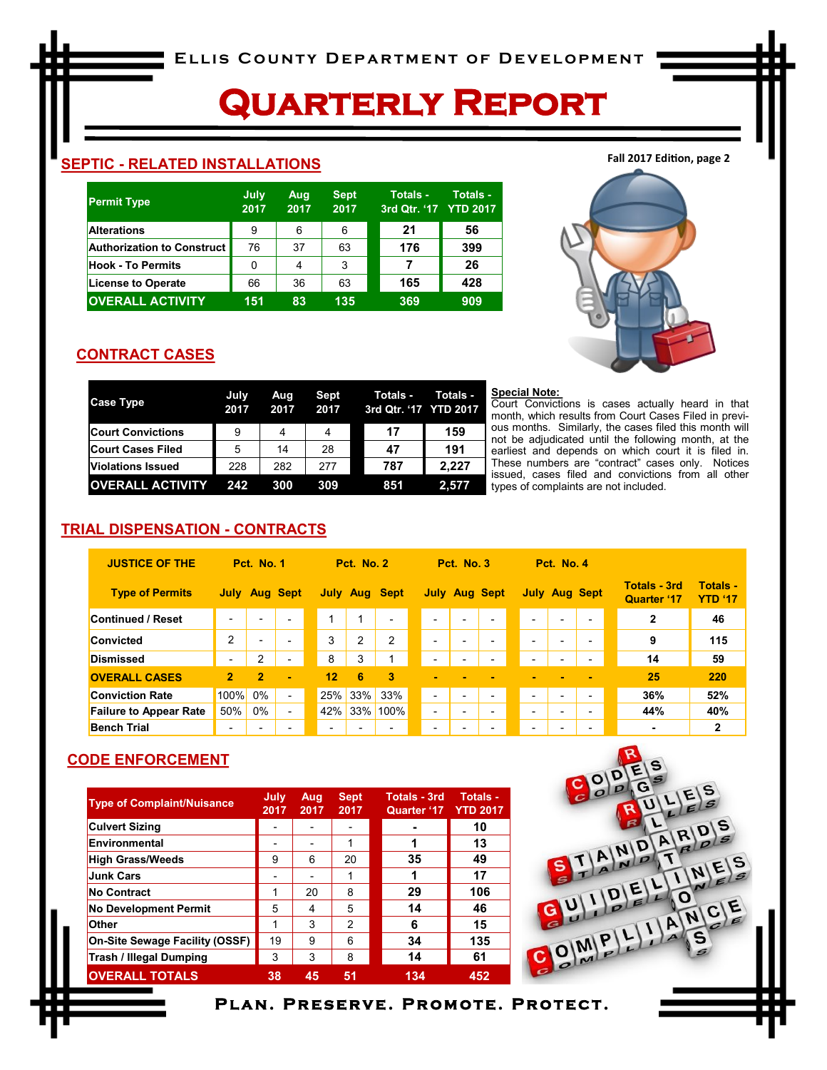# Ellis County Department of Development

# Quarterly Report

Fall 2017 Edition, page 2

## SEPTIC - RELATED INSTALLATIONS

| Permit Type | July 2017 | Aug 2017 | Sept 2017 | Totals - 3rd Qtr. '17 | Totals - YTD 2017 |
|---|---|---|---|---|---|
| Alterations | 9 | 6 | 6 | 21 | 56 |
| Authorization to Construct | 76 | 37 | 63 | 176 | 399 |
| Hook - To Permits | 0 | 4 | 3 | 7 | 26 |
| License to Operate | 66 | 36 | 63 | 165 | 428 |
| OVERALL ACTIVITY | 151 | 83 | 135 | 369 | 909 |

## CONTRACT CASES

| Case Type | July 2017 | Aug 2017 | Sept 2017 | Totals - 3rd Qtr. '17 | Totals - YTD 2017 |
|---|---|---|---|---|---|
| Court Convictions | 9 | 4 | 4 | 17 | 159 |
| Court Cases Filed | 5 | 14 | 28 | 47 | 191 |
| Violations Issued | 228 | 282 | 277 | 787 | 2,227 |
| OVERALL ACTIVITY | 242 | 300 | 309 | 851 | 2,577 |

**Special Note:**
Court Convictions is cases actually heard in that month, which results from Court Cases Filed in previous months. Similarly, the cases filed this month will not be adjudicated until the following month, at the earliest and depends on which court it is filed in. These numbers are "contract" cases only. Notices issued, cases filed and convictions from all other types of complaints are not included.

## TRIAL DISPENSATION - CONTRACTS

| JUSTICE OF THE | Pct. No. 1 | | | Pct. No. 2 | | | Pct. No. 3 | | | Pct. No. 4 | | | | |
|---|---|---|---|---|---|---|---|---|---|---|---|---|---|---|
| Type of Permits | July | Aug | Sept | July | Aug | Sept | July | Aug | Sept | July | Aug | Sept | Totals - 3rd Quarter '17 | Totals - YTD '17 |
| Continued / Reset | - | - | - | 1 | 1 | - | - | - | - | - | - | - | 2 | 46 |
| Convicted | 2 | - | - | 3 | 2 | 2 | - | - | - | - | - | - | 9 | 115 |
| Dismissed | - | 2 | - | 8 | 3 | 1 | - | - | - | - | - | - | 14 | 59 |
| OVERALL CASES | 2 | 2 | - | 12 | 6 | 3 | - | - | - | - | - | - | 25 | 220 |
| Conviction Rate | 100% | 0% | - | 25% | 33% | 33% | - | - | - | - | - | - | 36% | 52% |
| Failure to Appear Rate | 50% | 0% | - | 42% | 33% | 100% | - | - | - | - | - | - | 44% | 40% |
| Bench Trial | - | - | - | - | - | - | - | - | - | - | - | - | - | 2 |

## CODE ENFORCEMENT

| Type of Complaint/Nuisance | July 2017 | Aug 2017 | Sept 2017 | Totals - 3rd Quarter '17 | Totals - YTD 2017 |
|---|---|---|---|---|---|
| Culvert Sizing | - | - | - | - | 10 |
| Environmental | - | - | 1 | 1 | 13 |
| High Grass/Weeds | 9 | 6 | 20 | 35 | 49 |
| Junk Cars | - | - | 1 | 1 | 17 |
| No Contract | 1 | 20 | 8 | 29 | 106 |
| No Development Permit | 5 | 4 | 5 | 14 | 46 |
| Other | 1 | 3 | 2 | 6 | 15 |
| On-Site Sewage Facility (OSSF) | 19 | 9 | 6 | 34 | 135 |
| Trash / Illegal Dumping | 3 | 3 | 8 | 14 | 61 |
| OVERALL TOTALS | 38 | 45 | 51 | 134 | 452 |

Plan. Preserve. Promote. Protect.